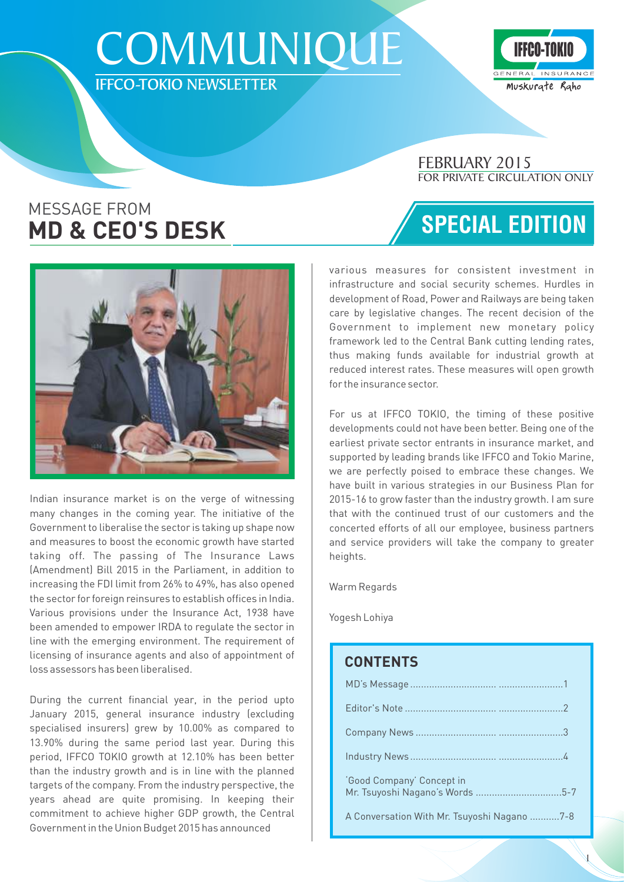# COMMUNIQUE

IFFCO-TOKIO NEWSLETTER

IFFCO-TOKIO GENERAL INSURANCE Muskurate Raho

FEBRUARY 2015
FOR PRIVATE CIRCULATION ONLY

## MESSAGE FROM **MD & CEO'S DESK**

## SPECIAL EDITION

Indian insurance market is on the verge of witnessing many changes in the coming year. The initiative of the Government to liberalise the sector is taking up shape now and measures to boost the economic growth have started taking off. The passing of The Insurance Laws (Amendment) Bill 2015 in the Parliament, in addition to increasing the FDI limit from 26% to 49%, has also opened the sector for foreign reinsures to establish offices in India. Various provisions under the Insurance Act, 1938 have been amended to empower IRDA to regulate the sector in line with the emerging environment. The requirement of licensing of insurance agents and also of appointment of loss assessors has been liberalised.

During the current financial year, in the period upto January 2015, general insurance industry (excluding specialised insurers) grew by 10.00% as compared to 13.90% during the same period last year. During this period, IFFCO TOKIO growth at 12.10% has been better than the industry growth and is in line with the planned targets of the company. From the industry perspective, the years ahead are quite promising. In keeping their commitment to achieve higher GDP growth, the Central Government in the Union Budget 2015 has announced various measures for consistent investment in infrastructure and social security schemes. Hurdles in development of Road, Power and Railways are being taken care by legislative changes. The recent decision of the Government to implement new monetary policy framework led to the Central Bank cutting lending rates, thus making funds available for industrial growth at reduced interest rates. These measures will open growth for the insurance sector.

For us at IFFCO TOKIO, the timing of these positive developments could not have been better. Being one of the earliest private sector entrants in insurance market, and supported by leading brands like IFFCO and Tokio Marine, we are perfectly poised to embrace these changes. We have built in various strategies in our Business Plan for 2015-16 to grow faster than the industry growth. I am sure that with the continued trust of our customers and the concerted efforts of all our employee, business partners and service providers will take the company to greater heights.

Warm Regards

Yogesh Lohiya

### CONTENTS

| | |
|---|---|
| MD's Message | 1 |
| Editor's Note | 2 |
| Company News | 3 |
| Industry News | 4 |
| 'Good Company' Concept in Mr. Tsuyoshi Nagano's Words | 5-7 |
| A Conversation With Mr. Tsuyoshi Nagano | 7-8 |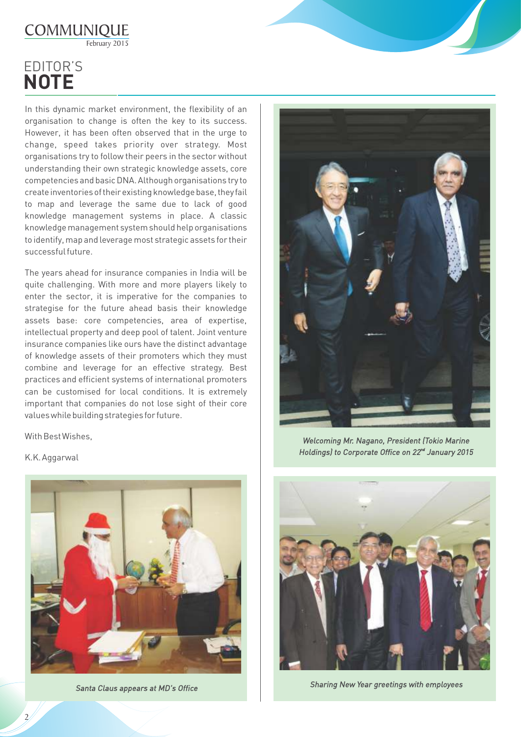# EDITOR'S NOTE

In this dynamic market environment, the flexibility of an organisation to change is often the key to its success. However, it has been often observed that in the urge to change, speed takes priority over strategy. Most organisations try to follow their peers in the sector without understanding their own strategic knowledge assets, core competencies and basic DNA. Although organisations try to create inventories of their existing knowledge base, they fail to map and leverage the same due to lack of good knowledge management systems in place. A classic knowledge management system should help organisations to identify, map and leverage most strategic assets for their successful future.

The years ahead for insurance companies in India will be quite challenging. With more and more players likely to enter the sector, it is imperative for the companies to strategise for the future ahead basis their knowledge assets base: core competencies, area of expertise, intellectual property and deep pool of talent. Joint venture insurance companies like ours have the distinct advantage of knowledge assets of their promoters which they must combine and leverage for an effective strategy. Best practices and efficient systems of international promoters can be customised for local conditions. It is extremely important that companies do not lose sight of their core values while building strategies for future.

With Best Wishes,

K.K. Aggarwal

*Santa Claus appears at MD's Office*

*Welcoming Mr. Nagano, President (Tokio Marine Holdings) to Corporate Office on 22nd January 2015*

*Sharing New Year greetings with employees*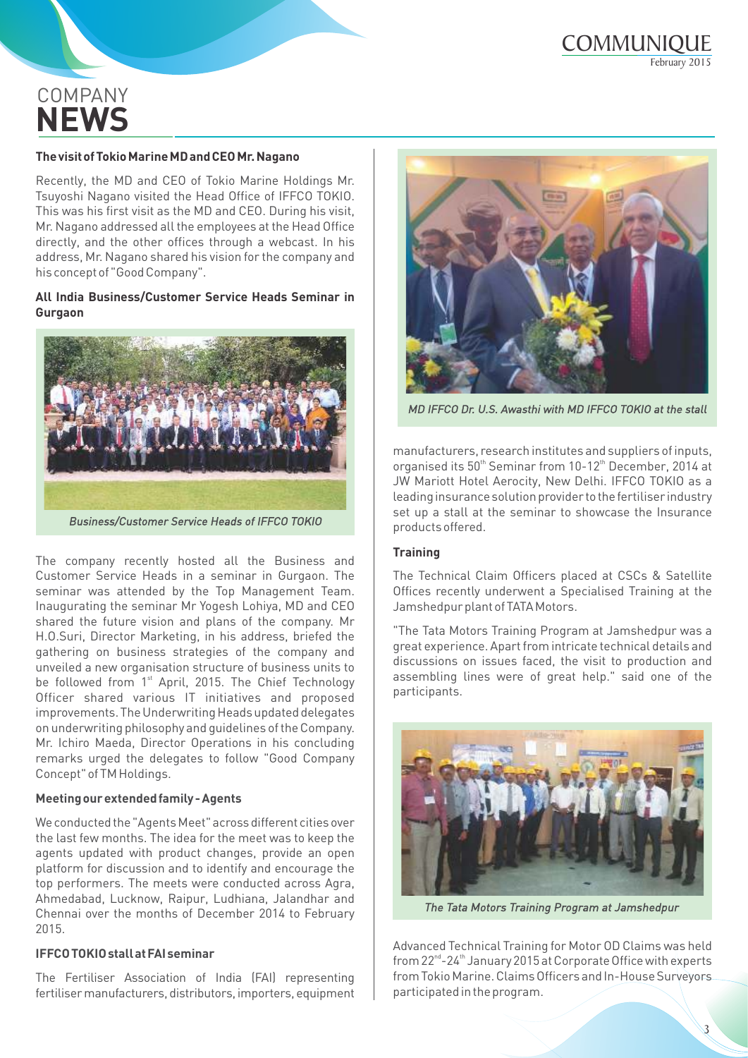# COMPANY NEWS

### The visit of Tokio Marine MD and CEO Mr. Nagano

Recently, the MD and CEO of Tokio Marine Holdings Mr. Tsuyoshi Nagano visited the Head Office of IFFCO TOKIO. This was his first visit as the MD and CEO. During his visit, Mr. Nagano addressed all the employees at the Head Office directly, and the other offices through a webcast. In his address, Mr. Nagano shared his vision for the company and his concept of "Good Company".

### All India Business/Customer Service Heads Seminar in Gurgaon

*Business/Customer Service Heads of IFFCO TOKIO*

The company recently hosted all the Business and Customer Service Heads in a seminar in Gurgaon. The seminar was attended by the Top Management Team. Inaugurating the seminar Mr Yogesh Lohiya, MD and CEO shared the future vision and plans of the company. Mr H.O.Suri, Director Marketing, in his address, briefed the gathering on business strategies of the company and unveiled a new organisation structure of business units to be followed from 1st April, 2015. The Chief Technology Officer shared various IT initiatives and proposed improvements. The Underwriting Heads updated delegates on underwriting philosophy and guidelines of the Company. Mr. Ichiro Maeda, Director Operations in his concluding remarks urged the delegates to follow "Good Company Concept" of TM Holdings.

### Meeting our extended family - Agents

We conducted the "Agents Meet" across different cities over the last few months. The idea for the meet was to keep the agents updated with product changes, provide an open platform for discussion and to identify and encourage the top performers. The meets were conducted across Agra, Ahmedabad, Lucknow, Raipur, Ludhiana, Jalandhar and Chennai over the months of December 2014 to February 2015.

### IFFCO TOKIO stall at FAI seminar

The Fertiliser Association of India (FAI) representing fertiliser manufacturers, distributors, importers, equipment manufacturers, research institutes and suppliers of inputs, organised its 50th Seminar from 10-12th December, 2014 at JW Mariott Hotel Aerocity, New Delhi. IFFCO TOKIO as a leading insurance solution provider to the fertiliser industry set up a stall at the seminar to showcase the Insurance products offered.

*MD IFFCO Dr. U.S. Awasthi with MD IFFCO TOKIO at the stall*

### Training

The Technical Claim Officers placed at CSCs & Satellite Offices recently underwent a Specialised Training at the Jamshedpur plant of TATA Motors.

"The Tata Motors Training Program at Jamshedpur was a great experience. Apart from intricate technical details and discussions on issues faced, the visit to production and assembling lines were of great help." said one of the participants.

*The Tata Motors Training Program at Jamshedpur*

Advanced Technical Training for Motor OD Claims was held from 22nd-24th January 2015 at Corporate Office with experts from Tokio Marine. Claims Officers and In-House Surveyors participated in the program.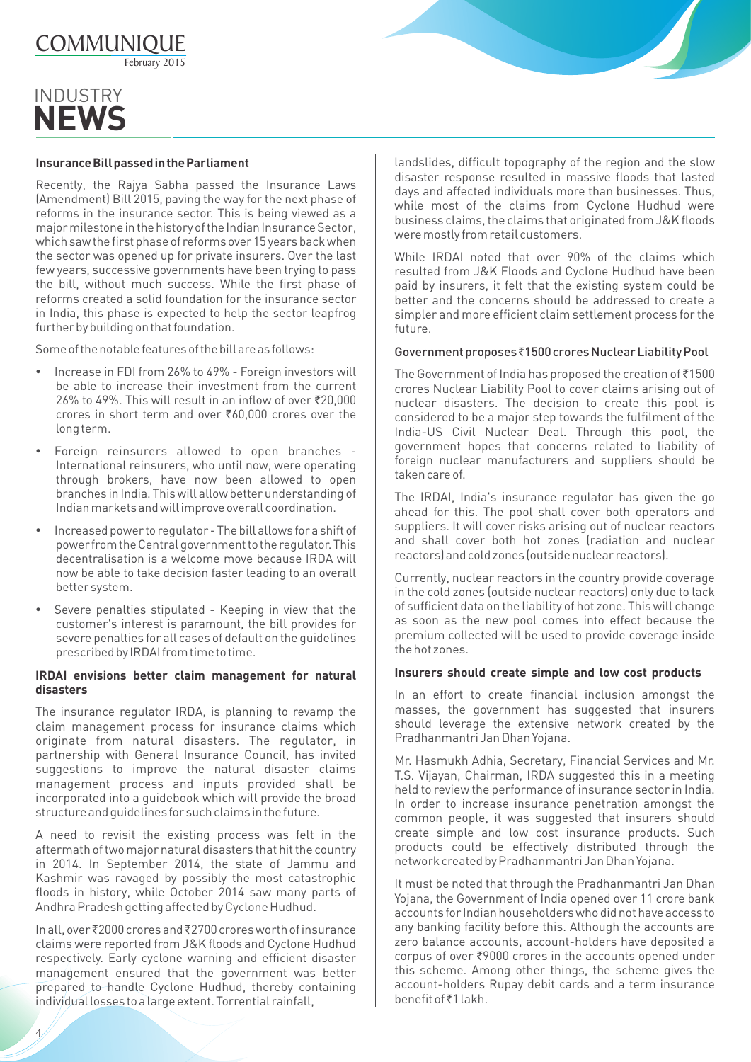# INDUSTRY NEWS

### Insurance Bill passed in the Parliament

Recently, the Rajya Sabha passed the Insurance Laws (Amendment) Bill 2015, paving the way for the next phase of reforms in the insurance sector. This is being viewed as a major milestone in the history of the Indian Insurance Sector, which saw the first phase of reforms over 15 years back when the sector was opened up for private insurers. Over the last few years, successive governments have been trying to pass the bill, without much success. While the first phase of reforms created a solid foundation for the insurance sector in India, this phase is expected to help the sector leapfrog further by building on that foundation.

Some of the notable features of the bill are as follows:

- Increase in FDI from 26% to 49% - Foreign investors will be able to increase their investment from the current 26% to 49%. This will result in an inflow of over ₹20,000 crores in short term and over ₹60,000 crores over the long term.
- Foreign reinsurers allowed to open branches - International reinsurers, who until now, were operating through brokers, have now been allowed to open branches in India. This will allow better understanding of Indian markets and will improve overall coordination.
- Increased power to regulator - The bill allows for a shift of power from the Central government to the regulator. This decentralisation is a welcome move because IRDA will now be able to take decision faster leading to an overall better system.
- Severe penalties stipulated - Keeping in view that the customer's interest is paramount, the bill provides for severe penalties for all cases of default on the guidelines prescribed by IRDAI from time to time.

### IRDAI envisions better claim management for natural disasters

The insurance regulator IRDA, is planning to revamp the claim management process for insurance claims which originate from natural disasters. The regulator, in partnership with General Insurance Council, has invited suggestions to improve the natural disaster claims management process and inputs provided shall be incorporated into a guidebook which will provide the broad structure and guidelines for such claims in the future.

A need to revisit the existing process was felt in the aftermath of two major natural disasters that hit the country in 2014. In September 2014, the state of Jammu and Kashmir was ravaged by possibly the most catastrophic floods in history, while October 2014 saw many parts of Andhra Pradesh getting affected by Cyclone Hudhud.

In all, over ₹2000 crores and ₹2700 crores worth of insurance claims were reported from J&K floods and Cyclone Hudhud respectively. Early cyclone warning and efficient disaster management ensured that the government was better prepared to handle Cyclone Hudhud, thereby containing individual losses to a large extent. Torrential rainfall, landslides, difficult topography of the region and the slow disaster response resulted in massive floods that lasted days and affected individuals more than businesses. Thus, while most of the claims from Cyclone Hudhud were business claims, the claims that originated from J&K floods were mostly from retail customers.

While IRDAI noted that over 90% of the claims which resulted from J&K Floods and Cyclone Hudhud have been paid by insurers, it felt that the existing system could be better and the concerns should be addressed to create a simpler and more efficient claim settlement process for the future.

### Government proposes ₹1500 crores Nuclear Liability Pool

The Government of India has proposed the creation of ₹1500 crores Nuclear Liability Pool to cover claims arising out of nuclear disasters. The decision to create this pool is considered to be a major step towards the fulfilment of the India-US Civil Nuclear Deal. Through this pool, the government hopes that concerns related to liability of foreign nuclear manufacturers and suppliers should be taken care of.

The IRDAI, India's insurance regulator has given the go ahead for this. The pool shall cover both operators and suppliers. It will cover risks arising out of nuclear reactors and shall cover both hot zones (radiation and nuclear reactors) and cold zones (outside nuclear reactors).

Currently, nuclear reactors in the country provide coverage in the cold zones (outside nuclear reactors) only due to lack of sufficient data on the liability of hot zone. This will change as soon as the new pool comes into effect because the premium collected will be used to provide coverage inside the hot zones.

### Insurers should create simple and low cost products

In an effort to create financial inclusion amongst the masses, the government has suggested that insurers should leverage the extensive network created by the Pradhanmantri Jan Dhan Yojana.

Mr. Hasmukh Adhia, Secretary, Financial Services and Mr. T.S. Vijayan, Chairman, IRDA suggested this in a meeting held to review the performance of insurance sector in India. In order to increase insurance penetration amongst the common people, it was suggested that insurers should create simple and low cost insurance products. Such products could be effectively distributed through the network created by Pradhanmantri Jan Dhan Yojana.

It must be noted that through the Pradhanmantri Jan Dhan Yojana, the Government of India opened over 11 crore bank accounts for Indian householders who did not have access to any banking facility before this. Although the accounts are zero balance accounts, account-holders have deposited a corpus of over ₹9000 crores in the accounts opened under this scheme. Among other things, the scheme gives the account-holders Rupay debit cards and a term insurance benefit of ₹1 lakh.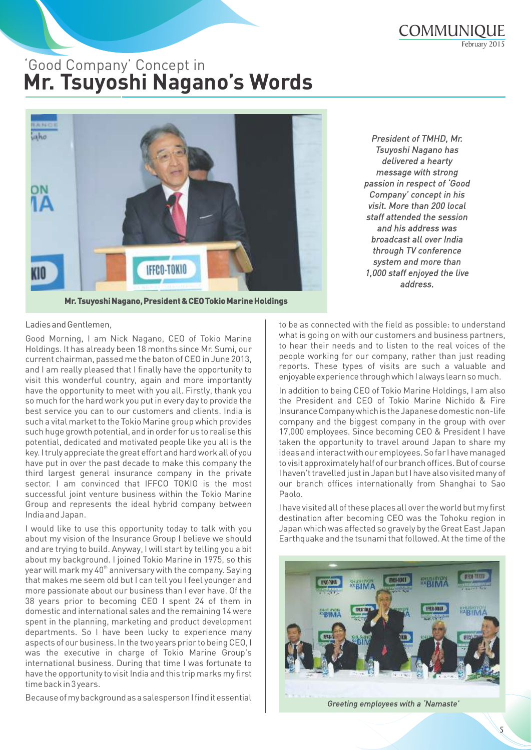# 'Good Company' Concept in
# **Mr. Tsuyoshi Nagano's Words**

**Mr. Tsuyoshi Nagano, President & CEO Tokio Marine Holdings**

*President of TMHD, Mr. Tsuyoshi Nagano has delivered a hearty message with strong passion in respect of 'Good Company' concept in his visit. More than 200 local staff attended the session and his address was broadcast all over India through TV conference system and more than 1,000 staff enjoyed the live address.*

Ladies and Gentlemen,

Good Morning, I am Nick Nagano, CEO of Tokio Marine Holdings. It has already been 18 months since Mr. Sumi, our current chairman, passed me the baton of CEO in June 2013, and I am really pleased that I finally have the opportunity to visit this wonderful country, again and more importantly have the opportunity to meet with you all. Firstly, thank you so much for the hard work you put in every day to provide the best service you can to our customers and clients. India is such a vital market to the Tokio Marine group which provides such huge growth potential, and in order for us to realise this potential, dedicated and motivated people like you all is the key. I truly appreciate the great effort and hard work all of you have put in over the past decade to make this company the third largest general insurance company in the private sector. I am convinced that IFFCO TOKIO is the most successful joint venture business within the Tokio Marine Group and represents the ideal hybrid company between India and Japan.

I would like to use this opportunity today to talk with you about my vision of the Insurance Group I believe we should and are trying to build. Anyway, I will start by telling you a bit about my background. I joined Tokio Marine in 1975, so this year will mark my 40th anniversary with the company. Saying that makes me seem old but I can tell you I feel younger and more passionate about our business than I ever have. Of the 38 years prior to becoming CEO I spent 24 of them in domestic and international sales and the remaining 14 were spent in the planning, marketing and product development departments. So I have been lucky to experience many aspects of our business. In the two years prior to being CEO, I was the executive in charge of Tokio Marine Group's international business. During that time I was fortunate to have the opportunity to visit India and this trip marks my first time back in 3 years.

Because of my background as a salesperson I find it essential to be as connected with the field as possible: to understand what is going on with our customers and business partners, to hear their needs and to listen to the real voices of the people working for our company, rather than just reading reports. These types of visits are such a valuable and enjoyable experience through which I always learn so much.

In addition to being CEO of Tokio Marine Holdings, I am also the President and CEO of Tokio Marine Nichido & Fire Insurance Company which is the Japanese domestic non-life company and the biggest company in the group with over 17,000 employees. Since becoming CEO & President I have taken the opportunity to travel around Japan to share my ideas and interact with our employees. So far I have managed to visit approximately half of our branch offices. But of course I haven't travelled just in Japan but I have also visited many of our branch offices internationally from Shanghai to Sao Paolo.

I have visited all of these places all over the world but my first destination after becoming CEO was the Tohoku region in Japan which was affected so gravely by the Great East Japan Earthquake and the tsunami that followed. At the time of the

*Greeting employees with a 'Namaste'*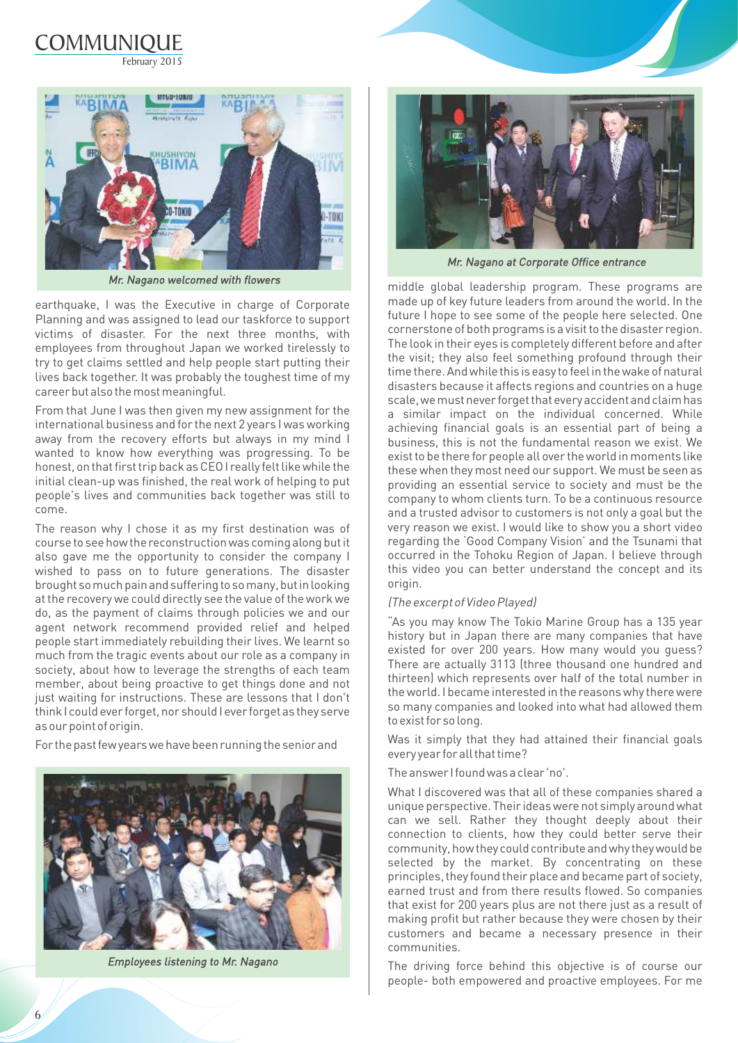Mr. Nagano welcomed with flowers

earthquake, I was the Executive in charge of Corporate Planning and was assigned to lead our taskforce to support victims of disaster. For the next three months, with employees from throughout Japan we worked tirelessly to try to get claims settled and help people start putting their lives back together. It was probably the toughest time of my career but also the most meaningful.

From that June I was then given my new assignment for the international business and for the next 2 years I was working away from the recovery efforts but always in my mind I wanted to know how everything was progressing. To be honest, on that first trip back as CEO I really felt like while the initial clean-up was finished, the real work of helping to put people's lives and communities back together was still to come.

The reason why I chose it as my first destination was of course to see how the reconstruction was coming along but it also gave me the opportunity to consider the company I wished to pass on to future generations. The disaster brought so much pain and suffering to so many, but in looking at the recovery we could directly see the value of the work we do, as the payment of claims through policies we and our agent network recommend provided relief and helped people start immediately rebuilding their lives. We learnt so much from the tragic events about our role as a company in society, about how to leverage the strengths of each team member, about being proactive to get things done and not just waiting for instructions. These are lessons that I don't think I could ever forget, nor should I ever forget as they serve as our point of origin.

For the past few years we have been running the senior and middle global leadership program. These programs are made up of key future leaders from around the world. In the future I hope to see some of the people here selected. One cornerstone of both programs is a visit to the disaster region. The look in their eyes is completely different before and after the visit; they also feel something profound through their time there. And while this is easy to feel in the wake of natural disasters because it affects regions and countries on a huge scale, we must never forget that every accident and claim has a similar impact on the individual concerned. While achieving financial goals is an essential part of being a business, this is not the fundamental reason we exist. We exist to be there for people all over the world in moments like these when they most need our support. We must be seen as providing an essential service to society and must be the company to whom clients turn. To be a continuous resource and a trusted advisor to customers is not only a goal but the very reason we exist. I would like to show you a short video regarding the 'Good Company Vision' and the Tsunami that occurred in the Tohoku Region of Japan. I believe through this video you can better understand the concept and its origin.

Employees listening to Mr. Nagano

Mr. Nagano at Corporate Office entrance

*(The excerpt of Video Played)*

"As you may know The Tokio Marine Group has a 135 year history but in Japan there are many companies that have existed for over 200 years. How many would you guess? There are actually 3113 (three thousand one hundred and thirteen) which represents over half of the total number in the world. I became interested in the reasons why there were so many companies and looked into what had allowed them to exist for so long.

Was it simply that they had attained their financial goals every year for all that time?

The answer I found was a clear 'no'.

What I discovered was that all of these companies shared a unique perspective. Their ideas were not simply around what can we sell. Rather they thought deeply about their connection to clients, how they could better serve their community, how they could contribute and why they would be selected by the market. By concentrating on these principles, they found their place and became part of society, earned trust and from there results flowed. So companies that exist for 200 years plus are not there just as a result of making profit but rather because they were chosen by their customers and became a necessary presence in their communities.

The driving force behind this objective is of course our people- both empowered and proactive employees. For me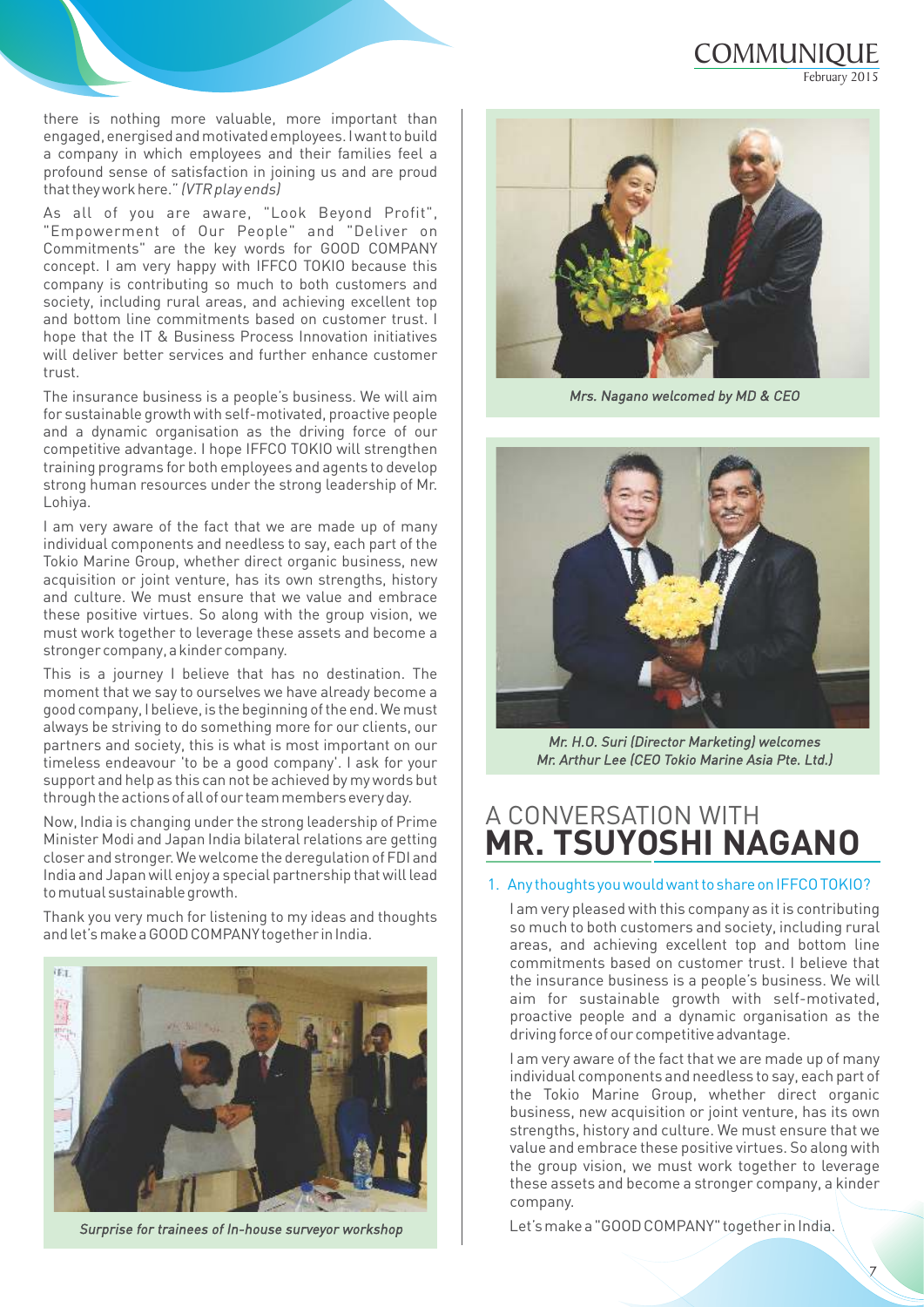there is nothing more valuable, more important than engaged, energised and motivated employees. I want to build a company in which employees and their families feel a profound sense of satisfaction in joining us and are proud that they work here." *(VTR play ends)*

As all of you are aware, "Look Beyond Profit", "Empowerment of Our People" and "Deliver on Commitments" are the key words for GOOD COMPANY concept. I am very happy with IFFCO TOKIO because this company is contributing so much to both customers and society, including rural areas, and achieving excellent top and bottom line commitments based on customer trust. I hope that the IT & Business Process Innovation initiatives will deliver better services and further enhance customer trust.

The insurance business is a people's business. We will aim for sustainable growth with self-motivated, proactive people and a dynamic organisation as the driving force of our competitive advantage. I hope IFFCO TOKIO will strengthen training programs for both employees and agents to develop strong human resources under the strong leadership of Mr. Lohiya.

I am very aware of the fact that we are made up of many individual components and needless to say, each part of the Tokio Marine Group, whether direct organic business, new acquisition or joint venture, has its own strengths, history and culture. We must ensure that we value and embrace these positive virtues. So along with the group vision, we must work together to leverage these assets and become a stronger company, a kinder company.

This is a journey I believe that has no destination. The moment that we say to ourselves we have already become a good company, I believe, is the beginning of the end. We must always be striving to do something more for our clients, our partners and society, this is what is most important on our timeless endeavour 'to be a good company'. I ask for your support and help as this can not be achieved by my words but through the actions of all of our team members every day.

Now, India is changing under the strong leadership of Prime Minister Modi and Japan India bilateral relations are getting closer and stronger. We welcome the deregulation of FDI and India and Japan will enjoy a special partnership that will lead to mutual sustainable growth.

Thank you very much for listening to my ideas and thoughts and let's make a GOOD COMPANY together in India.

*Surprise for trainees of In-house surveyor workshop*

*Mrs. Nagano welcomed by MD & CEO*

*Mr. H.O. Suri (Director Marketing) welcomes Mr. Arthur Lee (CEO Tokio Marine Asia Pte. Ltd.)*

## A CONVERSATION WITH **MR. TSUYOSHI NAGANO**

1. Any thoughts you would want to share on IFFCO TOKIO?

   I am very pleased with this company as it is contributing so much to both customers and society, including rural areas, and achieving excellent top and bottom line commitments based on customer trust. I believe that the insurance business is a people's business. We will aim for sustainable growth with self-motivated, proactive people and a dynamic organisation as the driving force of our competitive advantage.

   I am very aware of the fact that we are made up of many individual components and needless to say, each part of the Tokio Marine Group, whether direct organic business, new acquisition or joint venture, has its own strengths, history and culture. We must ensure that we value and embrace these positive virtues. So along with the group vision, we must work together to leverage these assets and become a stronger company, a kinder company.

   Let's make a "GOOD COMPANY" together in India.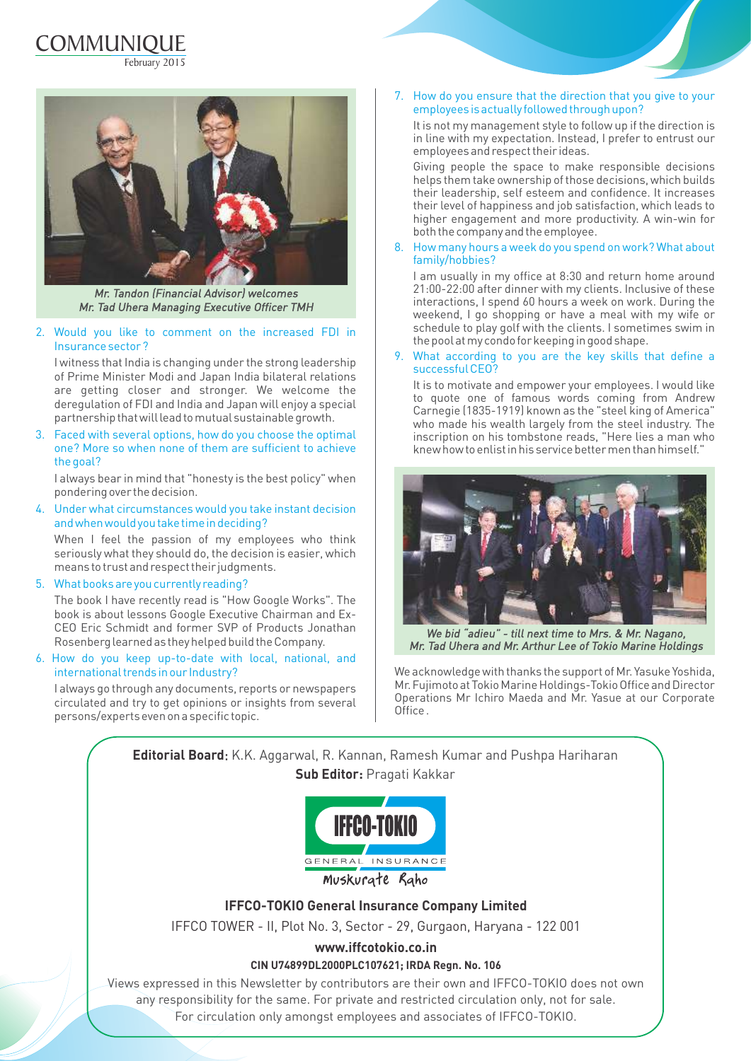Mr. Tandon (Financial Advisor) welcomes Mr. Tad Uhera Managing Executive Officer TMH

2. Would you like to comment on the increased FDI in Insurance sector ?

   I witness that India is changing under the strong leadership of Prime Minister Modi and Japan India bilateral relations are getting closer and stronger. We welcome the deregulation of FDI and India and Japan will enjoy a special partnership that will lead to mutual sustainable growth.

3. Faced with several options, how do you choose the optimal one? More so when none of them are sufficient to achieve the goal?

   I always bear in mind that "honesty is the best policy" when pondering over the decision.

4. Under what circumstances would you take instant decision and when would you take time in deciding?

   When I feel the passion of my employees who think seriously what they should do, the decision is easier, which means to trust and respect their judgments.

5. What books are you currently reading?

   The book I have recently read is "How Google Works". The book is about lessons Google Executive Chairman and Ex-CEO Eric Schmidt and former SVP of Products Jonathan Rosenberg learned as they helped build the Company.

6. How do you keep up-to-date with local, national, and international trends in our Industry?

   I always go through any documents, reports or newspapers circulated and try to get opinions or insights from several persons/experts even on a specific topic.

7. How do you ensure that the direction that you give to your employees is actually followed through upon?

   It is not my management style to follow up if the direction is in line with my expectation. Instead, I prefer to entrust our employees and respect their ideas.

   Giving people the space to make responsible decisions helps them take ownership of those decisions, which builds their leadership, self esteem and confidence. It increases their level of happiness and job satisfaction, which leads to higher engagement and more productivity. A win-win for both the company and the employee.

8. How many hours a week do you spend on work? What about family/hobbies?

   I am usually in my office at 8:30 and return home around 21:00-22:00 after dinner with my clients. Inclusive of these interactions, I spend 60 hours a week on work. During the weekend, I go shopping or have a meal with my wife or schedule to play golf with the clients. I sometimes swim in the pool at my condo for keeping in good shape.

9. What according to you are the key skills that define a successful CEO?

   It is to motivate and empower your employees. I would like to quote one of famous words coming from Andrew Carnegie (1835-1919) known as the "steel king of America" who made his wealth largely from the steel industry. The inscription on his tombstone reads, "Here lies a man who knew how to enlist in his service better men than himself."

We bid "adieu" - till next time to Mrs. & Mr. Nagano, Mr. Tad Uhera and Mr. Arthur Lee of Tokio Marine Holdings

We acknowledge with thanks the support of Mr. Yasuke Yoshida, Mr. Fujimoto at Tokio Marine Holdings-Tokio Office and Director Operations Mr Ichiro Maeda and Mr. Yasue at our Corporate Office.

**Editorial Board:** K.K. Aggarwal, R. Kannan, Ramesh Kumar and Pushpa Hariharan

**Sub Editor:** Pragati Kakkar

IFFCO-TOKIO GENERAL INSURANCE

Muskurate Raho

**IFFCO-TOKIO General Insurance Company Limited**

IFFCO TOWER - II, Plot No. 3, Sector - 29, Gurgaon, Haryana - 122 001

**www.iffcotokio.co.in**

**CIN U74899DL2000PLC107621; IRDA Regn. No. 106**

Views expressed in this Newsletter by contributors are their own and IFFCO-TOKIO does not own any responsibility for the same. For private and restricted circulation only, not for sale. For circulation only amongst employees and associates of IFFCO-TOKIO.